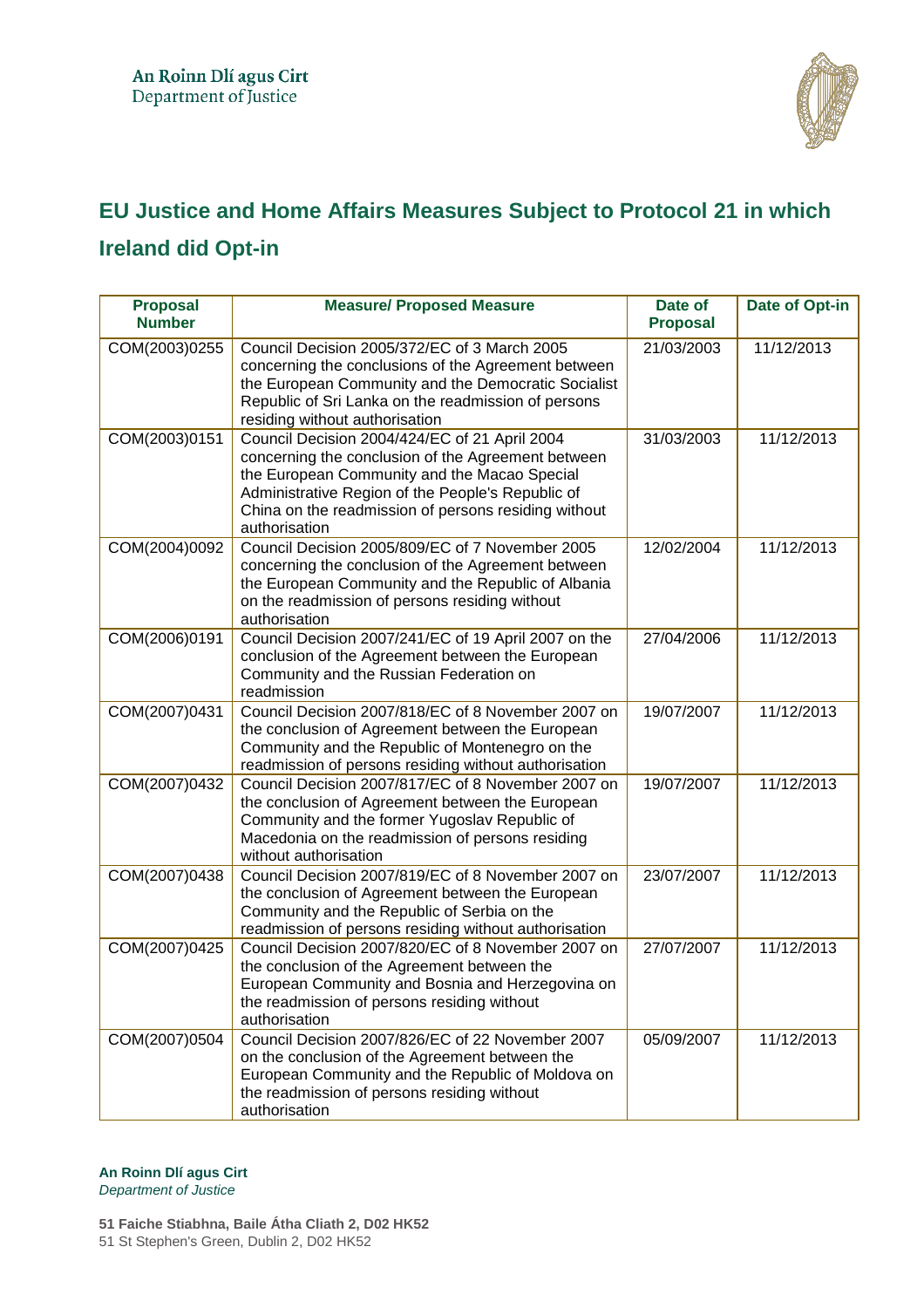An Roinn Dlí agus Cirt
Department of Justice

# EU Justice and Home Affairs Measures Subject to Protocol 21 in which Ireland did Opt-in

| Proposal Number | Measure/ Proposed Measure | Date of Proposal | Date of Opt-in |
|---|---|---|---|
| COM(2003)0255 | Council Decision 2005/372/EC of 3 March 2005 concerning the conclusions of the Agreement between the European Community and the Democratic Socialist Republic of Sri Lanka on the readmission of persons residing without authorisation | 21/03/2003 | 11/12/2013 |
| COM(2003)0151 | Council Decision 2004/424/EC of 21 April 2004 concerning the conclusion of the Agreement between the European Community and the Macao Special Administrative Region of the People's Republic of China on the readmission of persons residing without authorisation | 31/03/2003 | 11/12/2013 |
| COM(2004)0092 | Council Decision 2005/809/EC of 7 November 2005 concerning the conclusion of the Agreement between the European Community and the Republic of Albania on the readmission of persons residing without authorisation | 12/02/2004 | 11/12/2013 |
| COM(2006)0191 | Council Decision 2007/241/EC of 19 April 2007 on the conclusion of the Agreement between the European Community and the Russian Federation on readmission | 27/04/2006 | 11/12/2013 |
| COM(2007)0431 | Council Decision 2007/818/EC of 8 November 2007 on the conclusion of Agreement between the European Community and the Republic of Montenegro on the readmission of persons residing without authorisation | 19/07/2007 | 11/12/2013 |
| COM(2007)0432 | Council Decision 2007/817/EC of 8 November 2007 on the conclusion of Agreement between the European Community and the former Yugoslav Republic of Macedonia on the readmission of persons residing without authorisation | 19/07/2007 | 11/12/2013 |
| COM(2007)0438 | Council Decision 2007/819/EC of 8 November 2007 on the conclusion of Agreement between the European Community and the Republic of Serbia on the readmission of persons residing without authorisation | 23/07/2007 | 11/12/2013 |
| COM(2007)0425 | Council Decision 2007/820/EC of 8 November 2007 on the conclusion of the Agreement between the European Community and Bosnia and Herzegovina on the readmission of persons residing without authorisation | 27/07/2007 | 11/12/2013 |
| COM(2007)0504 | Council Decision 2007/826/EC of 22 November 2007 on the conclusion of the Agreement between the European Community and the Republic of Moldova on the readmission of persons residing without authorisation | 05/09/2007 | 11/12/2013 |

**An Roinn Dlí agus Cirt**
*Department of Justice*

**51 Faiche Stiabhna, Baile Átha Cliath 2, D02 HK52**
51 St Stephen's Green, Dublin 2, D02 HK52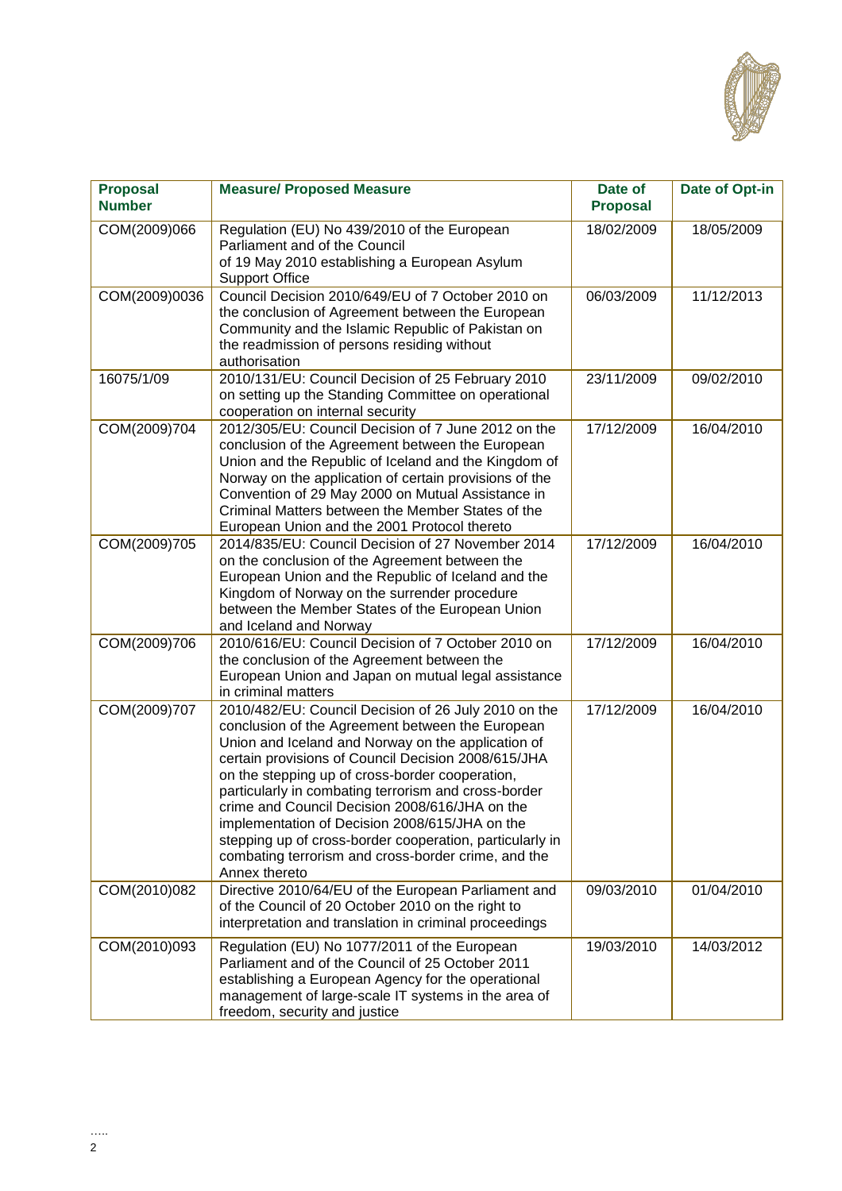| Proposal Number | Measure/ Proposed Measure | Date of Proposal | Date of Opt-in |
|---|---|---|---|
| COM(2009)066 | Regulation (EU) No 439/2010 of the European Parliament and of the Council of 19 May 2010 establishing a European Asylum Support Office | 18/02/2009 | 18/05/2009 |
| COM(2009)0036 | Council Decision 2010/649/EU of 7 October 2010 on the conclusion of Agreement between the European Community and the Islamic Republic of Pakistan on the readmission of persons residing without authorisation | 06/03/2009 | 11/12/2013 |
| 16075/1/09 | 2010/131/EU: Council Decision of 25 February 2010 on setting up the Standing Committee on operational cooperation on internal security | 23/11/2009 | 09/02/2010 |
| COM(2009)704 | 2012/305/EU: Council Decision of 7 June 2012 on the conclusion of the Agreement between the European Union and the Republic of Iceland and the Kingdom of Norway on the application of certain provisions of the Convention of 29 May 2000 on Mutual Assistance in Criminal Matters between the Member States of the European Union and the 2001 Protocol thereto | 17/12/2009 | 16/04/2010 |
| COM(2009)705 | 2014/835/EU: Council Decision of 27 November 2014 on the conclusion of the Agreement between the European Union and the Republic of Iceland and the Kingdom of Norway on the surrender procedure between the Member States of the European Union and Iceland and Norway | 17/12/2009 | 16/04/2010 |
| COM(2009)706 | 2010/616/EU: Council Decision of 7 October 2010 on the conclusion of the Agreement between the European Union and Japan on mutual legal assistance in criminal matters | 17/12/2009 | 16/04/2010 |
| COM(2009)707 | 2010/482/EU: Council Decision of 26 July 2010 on the conclusion of the Agreement between the European Union and Iceland and Norway on the application of certain provisions of Council Decision 2008/615/JHA on the stepping up of cross-border cooperation, particularly in combating terrorism and cross-border crime and Council Decision 2008/616/JHA on the implementation of Decision 2008/615/JHA on the stepping up of cross-border cooperation, particularly in combating terrorism and cross-border crime, and the Annex thereto | 17/12/2009 | 16/04/2010 |
| COM(2010)082 | Directive 2010/64/EU of the European Parliament and of the Council of 20 October 2010 on the right to interpretation and translation in criminal proceedings | 09/03/2010 | 01/04/2010 |
| COM(2010)093 | Regulation (EU) No 1077/2011 of the European Parliament and of the Council of 25 October 2011 establishing a European Agency for the operational management of large-scale IT systems in the area of freedom, security and justice | 19/03/2010 | 14/03/2012 |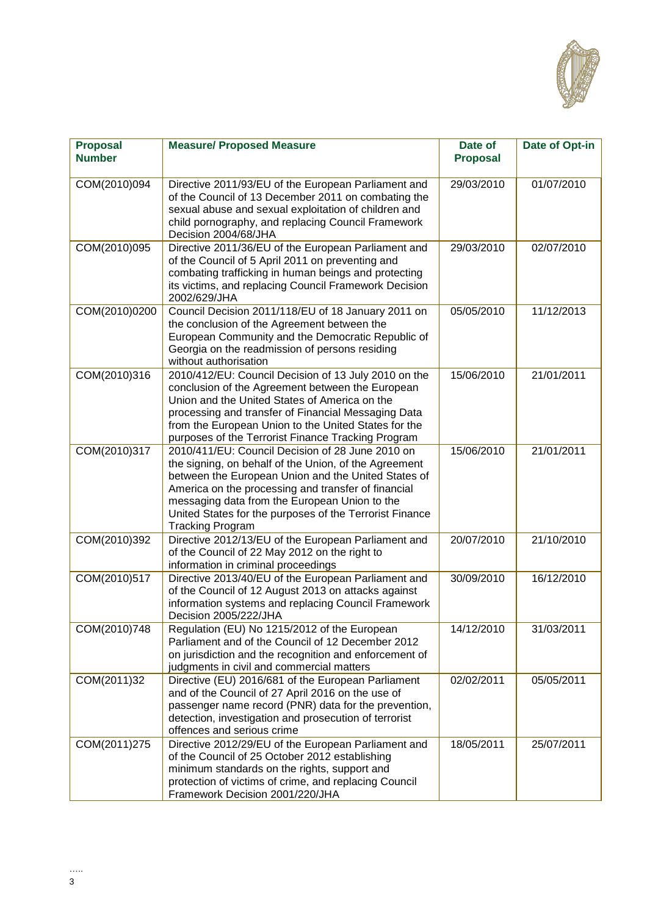| **Proposal Number** | **Measure/ Proposed Measure** | **Date of Proposal** | **Date of Opt-in** |
|---|---|---|---|
| COM(2010)094 | Directive 2011/93/EU of the European Parliament and of the Council of 13 December 2011 on combating the sexual abuse and sexual exploitation of children and child pornography, and replacing Council Framework Decision 2004/68/JHA | 29/03/2010 | 01/07/2010 |
| COM(2010)095 | Directive 2011/36/EU of the European Parliament and of the Council of 5 April 2011 on preventing and combating trafficking in human beings and protecting its victims, and replacing Council Framework Decision 2002/629/JHA | 29/03/2010 | 02/07/2010 |
| COM(2010)0200 | Council Decision 2011/118/EU of 18 January 2011 on the conclusion of the Agreement between the European Community and the Democratic Republic of Georgia on the readmission of persons residing without authorisation | 05/05/2010 | 11/12/2013 |
| COM(2010)316 | 2010/412/EU: Council Decision of 13 July 2010 on the conclusion of the Agreement between the European Union and the United States of America on the processing and transfer of Financial Messaging Data from the European Union to the United States for the purposes of the Terrorist Finance Tracking Program | 15/06/2010 | 21/01/2011 |
| COM(2010)317 | 2010/411/EU: Council Decision of 28 June 2010 on the signing, on behalf of the Union, of the Agreement between the European Union and the United States of America on the processing and transfer of financial messaging data from the European Union to the United States for the purposes of the Terrorist Finance Tracking Program | 15/06/2010 | 21/01/2011 |
| COM(2010)392 | Directive 2012/13/EU of the European Parliament and of the Council of 22 May 2012 on the right to information in criminal proceedings | 20/07/2010 | 21/10/2010 |
| COM(2010)517 | Directive 2013/40/EU of the European Parliament and of the Council of 12 August 2013 on attacks against information systems and replacing Council Framework Decision 2005/222/JHA | 30/09/2010 | 16/12/2010 |
| COM(2010)748 | Regulation (EU) No 1215/2012 of the European Parliament and of the Council of 12 December 2012 on jurisdiction and the recognition and enforcement of judgments in civil and commercial matters | 14/12/2010 | 31/03/2011 |
| COM(2011)32 | Directive (EU) 2016/681 of the European Parliament and of the Council of 27 April 2016 on the use of passenger name record (PNR) data for the prevention, detection, investigation and prosecution of terrorist offences and serious crime | 02/02/2011 | 05/05/2011 |
| COM(2011)275 | Directive 2012/29/EU of the European Parliament and of the Council of 25 October 2012 establishing minimum standards on the rights, support and protection of victims of crime, and replacing Council Framework Decision 2001/220/JHA | 18/05/2011 | 25/07/2011 |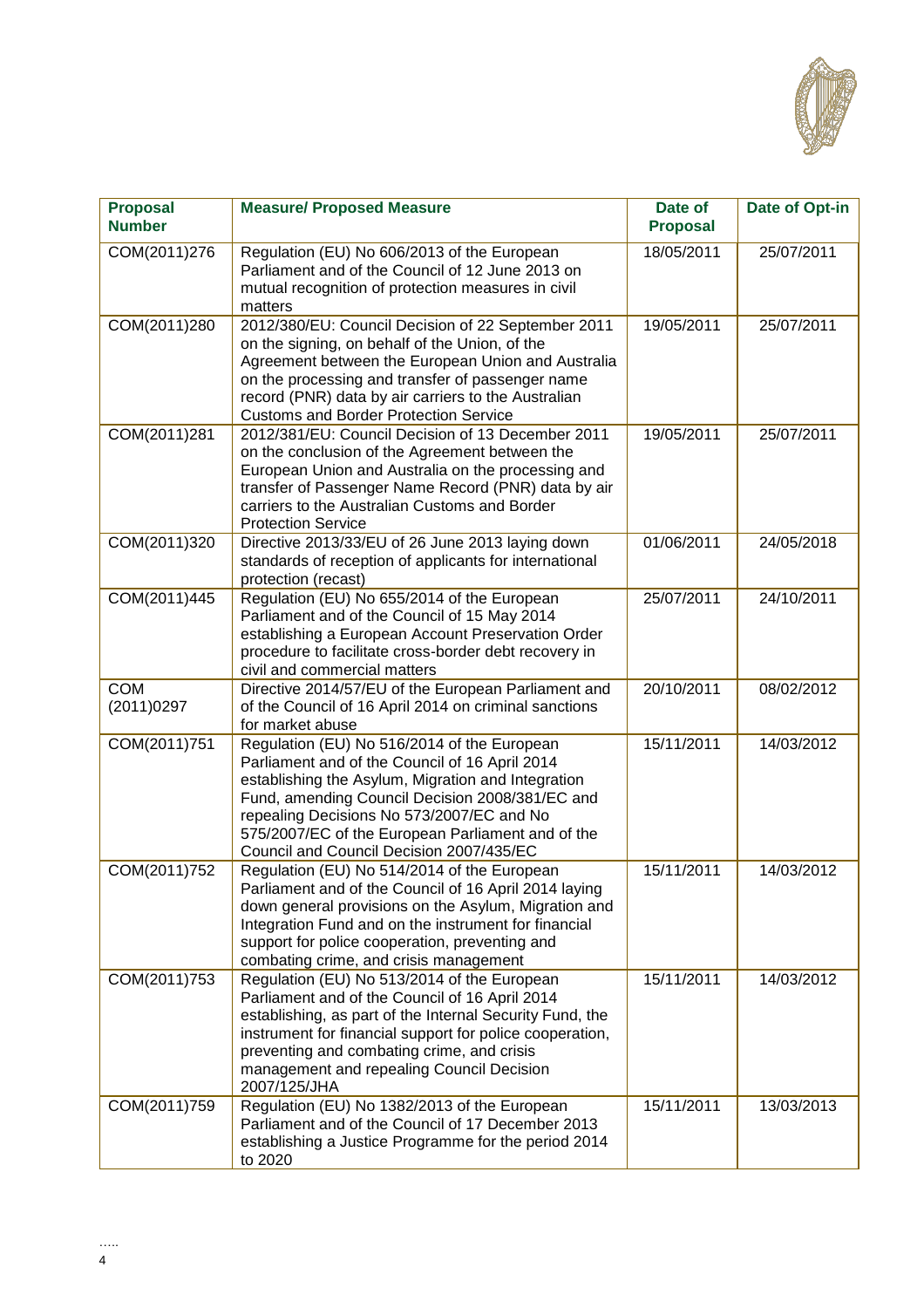| Proposal Number | Measure/ Proposed Measure | Date of Proposal | Date of Opt-in |
|---|---|---|---|
| COM(2011)276 | Regulation (EU) No 606/2013 of the European Parliament and of the Council of 12 June 2013 on mutual recognition of protection measures in civil matters | 18/05/2011 | 25/07/2011 |
| COM(2011)280 | 2012/380/EU: Council Decision of 22 September 2011 on the signing, on behalf of the Union, of the Agreement between the European Union and Australia on the processing and transfer of passenger name record (PNR) data by air carriers to the Australian Customs and Border Protection Service | 19/05/2011 | 25/07/2011 |
| COM(2011)281 | 2012/381/EU: Council Decision of 13 December 2011 on the conclusion of the Agreement between the European Union and Australia on the processing and transfer of Passenger Name Record (PNR) data by air carriers to the Australian Customs and Border Protection Service | 19/05/2011 | 25/07/2011 |
| COM(2011)320 | Directive 2013/33/EU of 26 June 2013 laying down standards of reception of applicants for international protection (recast) | 01/06/2011 | 24/05/2018 |
| COM(2011)445 | Regulation (EU) No 655/2014 of the European Parliament and of the Council of 15 May 2014 establishing a European Account Preservation Order procedure to facilitate cross-border debt recovery in civil and commercial matters | 25/07/2011 | 24/10/2011 |
| COM (2011)0297 | Directive 2014/57/EU of the European Parliament and of the Council of 16 April 2014 on criminal sanctions for market abuse | 20/10/2011 | 08/02/2012 |
| COM(2011)751 | Regulation (EU) No 516/2014 of the European Parliament and of the Council of 16 April 2014 establishing the Asylum, Migration and Integration Fund, amending Council Decision 2008/381/EC and repealing Decisions No 573/2007/EC and No 575/2007/EC of the European Parliament and of the Council and Council Decision 2007/435/EC | 15/11/2011 | 14/03/2012 |
| COM(2011)752 | Regulation (EU) No 514/2014 of the European Parliament and of the Council of 16 April 2014 laying down general provisions on the Asylum, Migration and Integration Fund and on the instrument for financial support for police cooperation, preventing and combating crime, and crisis management | 15/11/2011 | 14/03/2012 |
| COM(2011)753 | Regulation (EU) No 513/2014 of the European Parliament and of the Council of 16 April 2014 establishing, as part of the Internal Security Fund, the instrument for financial support for police cooperation, preventing and combating crime, and crisis management and repealing Council Decision 2007/125/JHA | 15/11/2011 | 14/03/2012 |
| COM(2011)759 | Regulation (EU) No 1382/2013 of the European Parliament and of the Council of 17 December 2013 establishing a Justice Programme for the period 2014 to 2020 | 15/11/2011 | 13/03/2013 |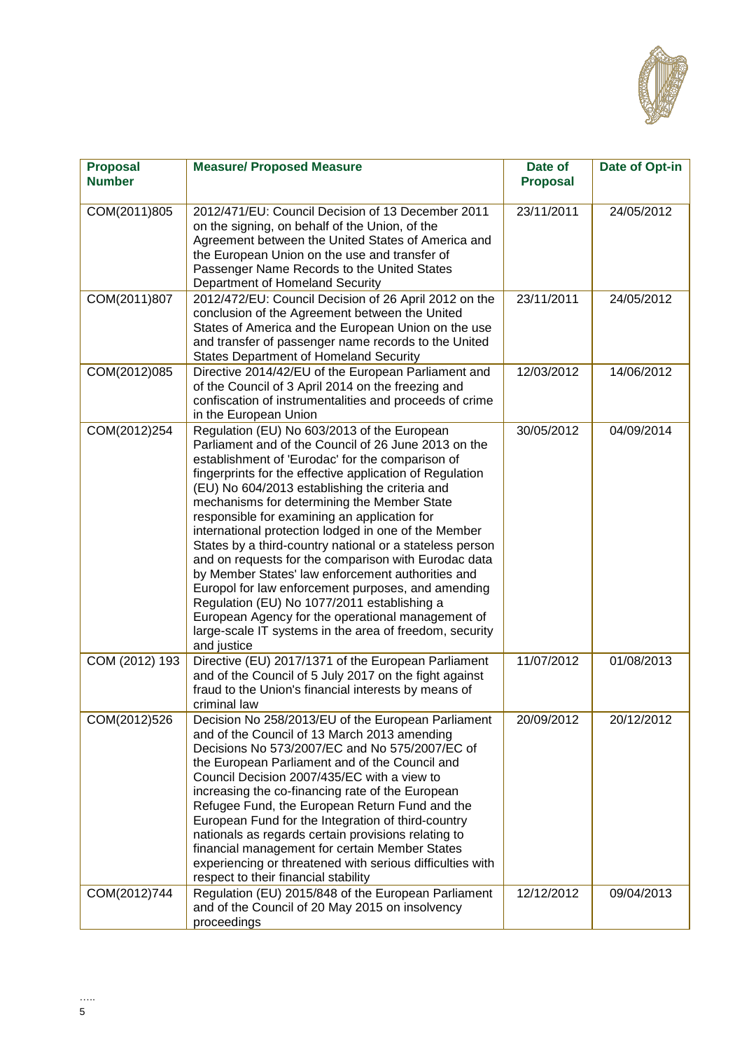| Proposal Number | Measure/ Proposed Measure | Date of Proposal | Date of Opt-in |
|---|---|---|---|
| COM(2011)805 | 2012/471/EU: Council Decision of 13 December 2011 on the signing, on behalf of the Union, of the Agreement between the United States of America and the European Union on the use and transfer of Passenger Name Records to the United States Department of Homeland Security | 23/11/2011 | 24/05/2012 |
| COM(2011)807 | 2012/472/EU: Council Decision of 26 April 2012 on the conclusion of the Agreement between the United States of America and the European Union on the use and transfer of passenger name records to the United States Department of Homeland Security | 23/11/2011 | 24/05/2012 |
| COM(2012)085 | Directive 2014/42/EU of the European Parliament and of the Council of 3 April 2014 on the freezing and confiscation of instrumentalities and proceeds of crime in the European Union | 12/03/2012 | 14/06/2012 |
| COM(2012)254 | Regulation (EU) No 603/2013 of the European Parliament and of the Council of 26 June 2013 on the establishment of 'Eurodac' for the comparison of fingerprints for the effective application of Regulation (EU) No 604/2013 establishing the criteria and mechanisms for determining the Member State responsible for examining an application for international protection lodged in one of the Member States by a third-country national or a stateless person and on requests for the comparison with Eurodac data by Member States' law enforcement authorities and Europol for law enforcement purposes, and amending Regulation (EU) No 1077/2011 establishing a European Agency for the operational management of large-scale IT systems in the area of freedom, security and justice | 30/05/2012 | 04/09/2014 |
| COM (2012) 193 | Directive (EU) 2017/1371 of the European Parliament and of the Council of 5 July 2017 on the fight against fraud to the Union's financial interests by means of criminal law | 11/07/2012 | 01/08/2013 |
| COM(2012)526 | Decision No 258/2013/EU of the European Parliament and of the Council of 13 March 2013 amending Decisions No 573/2007/EC and No 575/2007/EC of the European Parliament and of the Council and Council Decision 2007/435/EC with a view to increasing the co-financing rate of the European Refugee Fund, the European Return Fund and the European Fund for the Integration of third-country nationals as regards certain provisions relating to financial management for certain Member States experiencing or threatened with serious difficulties with respect to their financial stability | 20/09/2012 | 20/12/2012 |
| COM(2012)744 | Regulation (EU) 2015/848 of the European Parliament and of the Council of 20 May 2015 on insolvency proceedings | 12/12/2012 | 09/04/2013 |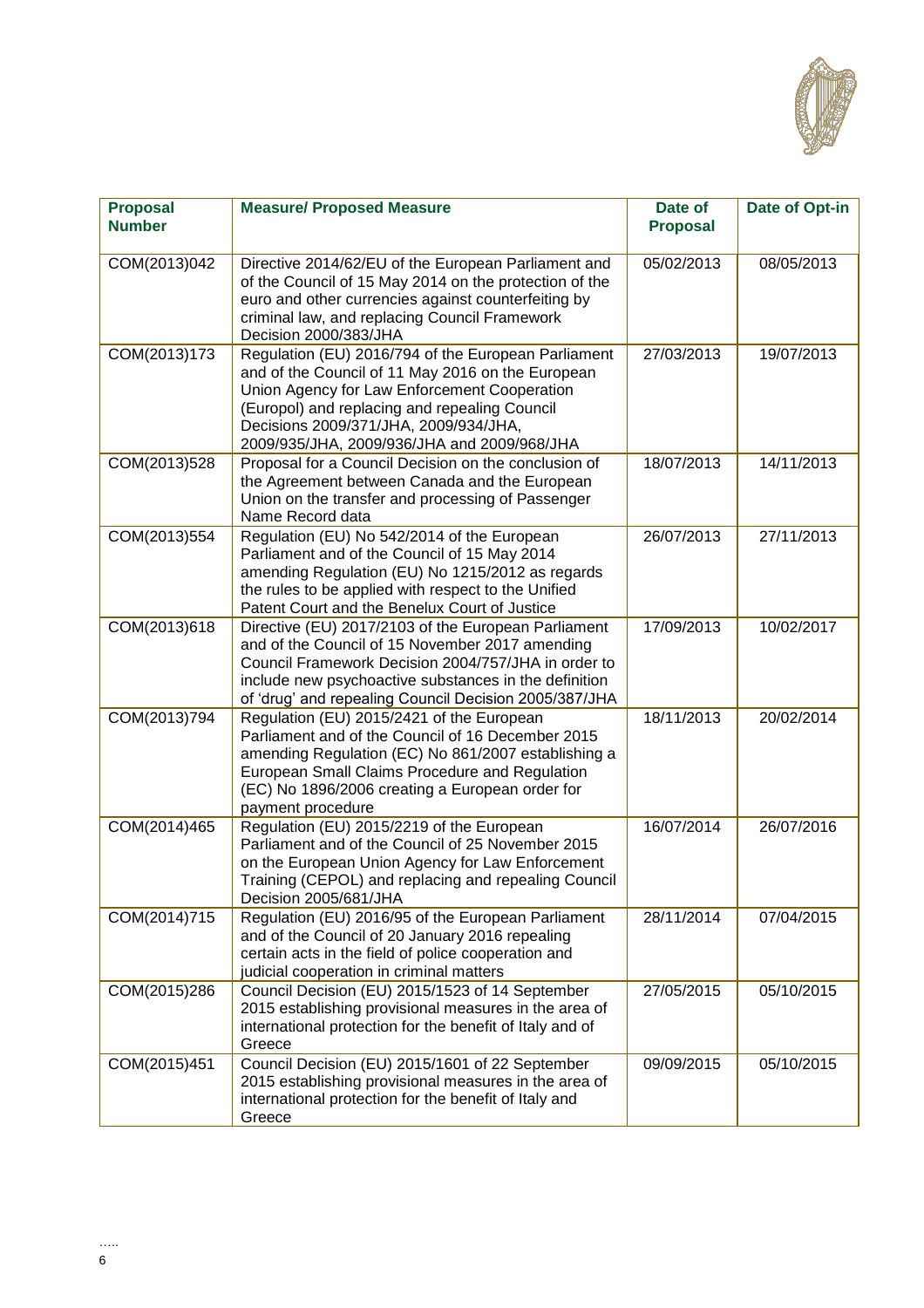| Proposal Number | Measure/ Proposed Measure | Date of Proposal | Date of Opt-in |
|---|---|---|---|
| COM(2013)042 | Directive 2014/62/EU of the European Parliament and of the Council of 15 May 2014 on the protection of the euro and other currencies against counterfeiting by criminal law, and replacing Council Framework Decision 2000/383/JHA | 05/02/2013 | 08/05/2013 |
| COM(2013)173 | Regulation (EU) 2016/794 of the European Parliament and of the Council of 11 May 2016 on the European Union Agency for Law Enforcement Cooperation (Europol) and replacing and repealing Council Decisions 2009/371/JHA, 2009/934/JHA, 2009/935/JHA, 2009/936/JHA and 2009/968/JHA | 27/03/2013 | 19/07/2013 |
| COM(2013)528 | Proposal for a Council Decision on the conclusion of the Agreement between Canada and the European Union on the transfer and processing of Passenger Name Record data | 18/07/2013 | 14/11/2013 |
| COM(2013)554 | Regulation (EU) No 542/2014 of the European Parliament and of the Council of 15 May 2014 amending Regulation (EU) No 1215/2012 as regards the rules to be applied with respect to the Unified Patent Court and the Benelux Court of Justice | 26/07/2013 | 27/11/2013 |
| COM(2013)618 | Directive (EU) 2017/2103 of the European Parliament and of the Council of 15 November 2017 amending Council Framework Decision 2004/757/JHA in order to include new psychoactive substances in the definition of 'drug' and repealing Council Decision 2005/387/JHA | 17/09/2013 | 10/02/2017 |
| COM(2013)794 | Regulation (EU) 2015/2421 of the European Parliament and of the Council of 16 December 2015 amending Regulation (EC) No 861/2007 establishing a European Small Claims Procedure and Regulation (EC) No 1896/2006 creating a European order for payment procedure | 18/11/2013 | 20/02/2014 |
| COM(2014)465 | Regulation (EU) 2015/2219 of the European Parliament and of the Council of 25 November 2015 on the European Union Agency for Law Enforcement Training (CEPOL) and replacing and repealing Council Decision 2005/681/JHA | 16/07/2014 | 26/07/2016 |
| COM(2014)715 | Regulation (EU) 2016/95 of the European Parliament and of the Council of 20 January 2016 repealing certain acts in the field of police cooperation and judicial cooperation in criminal matters | 28/11/2014 | 07/04/2015 |
| COM(2015)286 | Council Decision (EU) 2015/1523 of 14 September 2015 establishing provisional measures in the area of international protection for the benefit of Italy and of Greece | 27/05/2015 | 05/10/2015 |
| COM(2015)451 | Council Decision (EU) 2015/1601 of 22 September 2015 establishing provisional measures in the area of international protection for the benefit of Italy and Greece | 09/09/2015 | 05/10/2015 |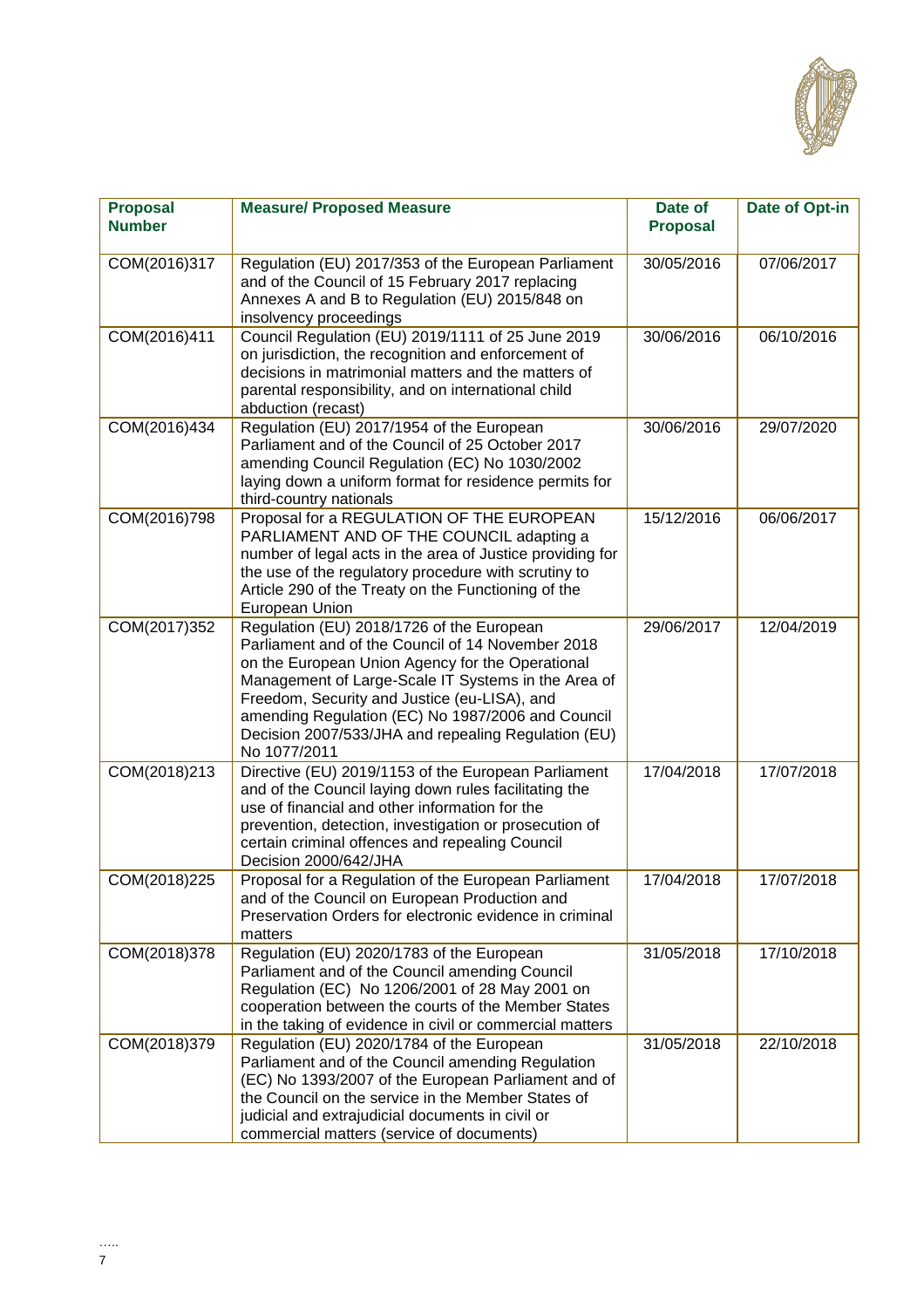| Proposal Number | Measure/ Proposed Measure | Date of Proposal | Date of Opt-in |
|---|---|---|---|
| COM(2016)317 | Regulation (EU) 2017/353 of the European Parliament and of the Council of 15 February 2017 replacing Annexes A and B to Regulation (EU) 2015/848 on insolvency proceedings | 30/05/2016 | 07/06/2017 |
| COM(2016)411 | Council Regulation (EU) 2019/1111 of 25 June 2019 on jurisdiction, the recognition and enforcement of decisions in matrimonial matters and the matters of parental responsibility, and on international child abduction (recast) | 30/06/2016 | 06/10/2016 |
| COM(2016)434 | Regulation (EU) 2017/1954 of the European Parliament and of the Council of 25 October 2017 amending Council Regulation (EC) No 1030/2002 laying down a uniform format for residence permits for third-country nationals | 30/06/2016 | 29/07/2020 |
| COM(2016)798 | Proposal for a REGULATION OF THE EUROPEAN PARLIAMENT AND OF THE COUNCIL adapting a number of legal acts in the area of Justice providing for the use of the regulatory procedure with scrutiny to Article 290 of the Treaty on the Functioning of the European Union | 15/12/2016 | 06/06/2017 |
| COM(2017)352 | Regulation (EU) 2018/1726 of the European Parliament and of the Council of 14 November 2018 on the European Union Agency for the Operational Management of Large-Scale IT Systems in the Area of Freedom, Security and Justice (eu-LISA), and amending Regulation (EC) No 1987/2006 and Council Decision 2007/533/JHA and repealing Regulation (EU) No 1077/2011 | 29/06/2017 | 12/04/2019 |
| COM(2018)213 | Directive (EU) 2019/1153 of the European Parliament and of the Council laying down rules facilitating the use of financial and other information for the prevention, detection, investigation or prosecution of certain criminal offences and repealing Council Decision 2000/642/JHA | 17/04/2018 | 17/07/2018 |
| COM(2018)225 | Proposal for a Regulation of the European Parliament and of the Council on European Production and Preservation Orders for electronic evidence in criminal matters | 17/04/2018 | 17/07/2018 |
| COM(2018)378 | Regulation (EU) 2020/1783 of the European Parliament and of the Council amending Council Regulation (EC) No 1206/2001 of 28 May 2001 on cooperation between the courts of the Member States in the taking of evidence in civil or commercial matters | 31/05/2018 | 17/10/2018 |
| COM(2018)379 | Regulation (EU) 2020/1784 of the European Parliament and of the Council amending Regulation (EC) No 1393/2007 of the European Parliament and of the Council on the service in the Member States of judicial and extrajudicial documents in civil or commercial matters (service of documents) | 31/05/2018 | 22/10/2018 |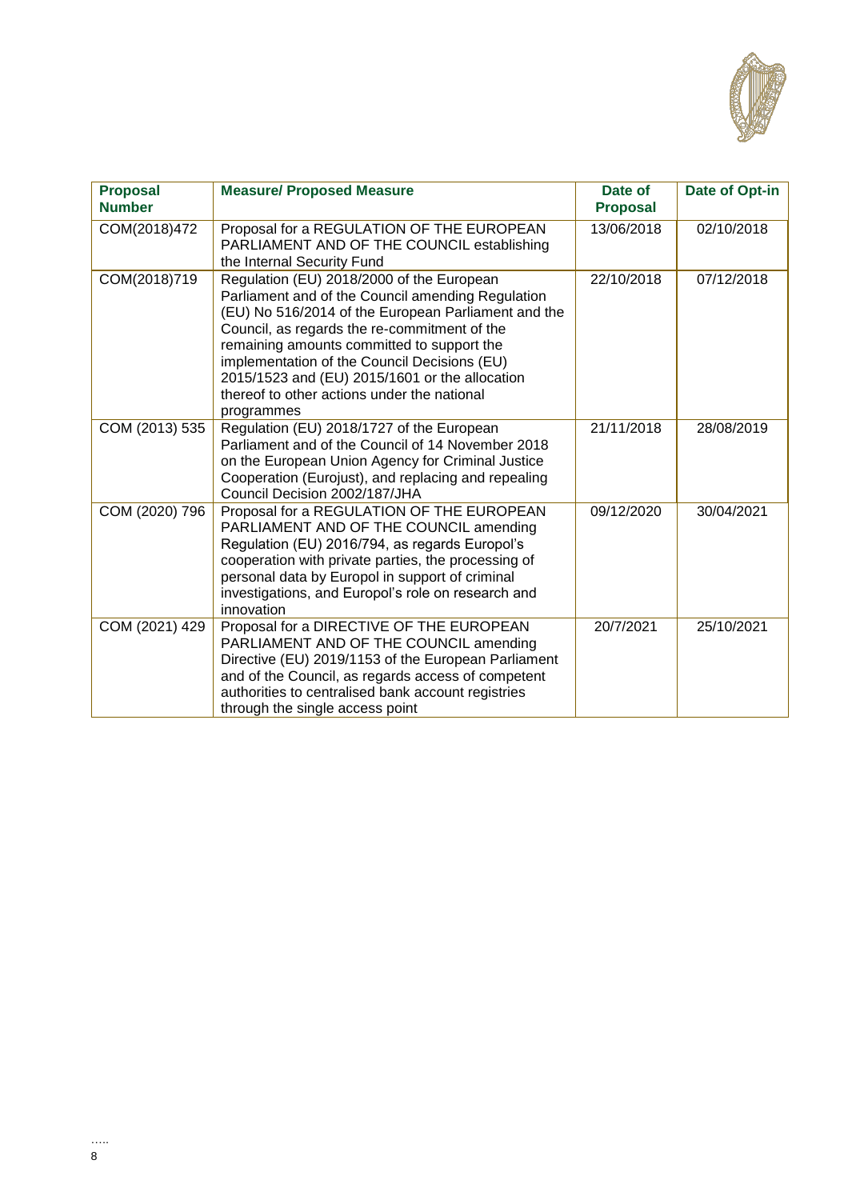| Proposal Number | Measure/ Proposed Measure | Date of Proposal | Date of Opt-in |
|---|---|---|---|
| COM(2018)472 | Proposal for a REGULATION OF THE EUROPEAN PARLIAMENT AND OF THE COUNCIL establishing the Internal Security Fund | 13/06/2018 | 02/10/2018 |
| COM(2018)719 | Regulation (EU) 2018/2000 of the European Parliament and of the Council amending Regulation (EU) No 516/2014 of the European Parliament and the Council, as regards the re-commitment of the remaining amounts committed to support the implementation of the Council Decisions (EU) 2015/1523 and (EU) 2015/1601 or the allocation thereof to other actions under the national programmes | 22/10/2018 | 07/12/2018 |
| COM (2013) 535 | Regulation (EU) 2018/1727 of the European Parliament and of the Council of 14 November 2018 on the European Union Agency for Criminal Justice Cooperation (Eurojust), and replacing and repealing Council Decision 2002/187/JHA | 21/11/2018 | 28/08/2019 |
| COM (2020) 796 | Proposal for a REGULATION OF THE EUROPEAN PARLIAMENT AND OF THE COUNCIL amending Regulation (EU) 2016/794, as regards Europol's cooperation with private parties, the processing of personal data by Europol in support of criminal investigations, and Europol's role on research and innovation | 09/12/2020 | 30/04/2021 |
| COM (2021) 429 | Proposal for a DIRECTIVE OF THE EUROPEAN PARLIAMENT AND OF THE COUNCIL amending Directive (EU) 2019/1153 of the European Parliament and of the Council, as regards access of competent authorities to centralised bank account registries through the single access point | 20/7/2021 | 25/10/2021 |

…..